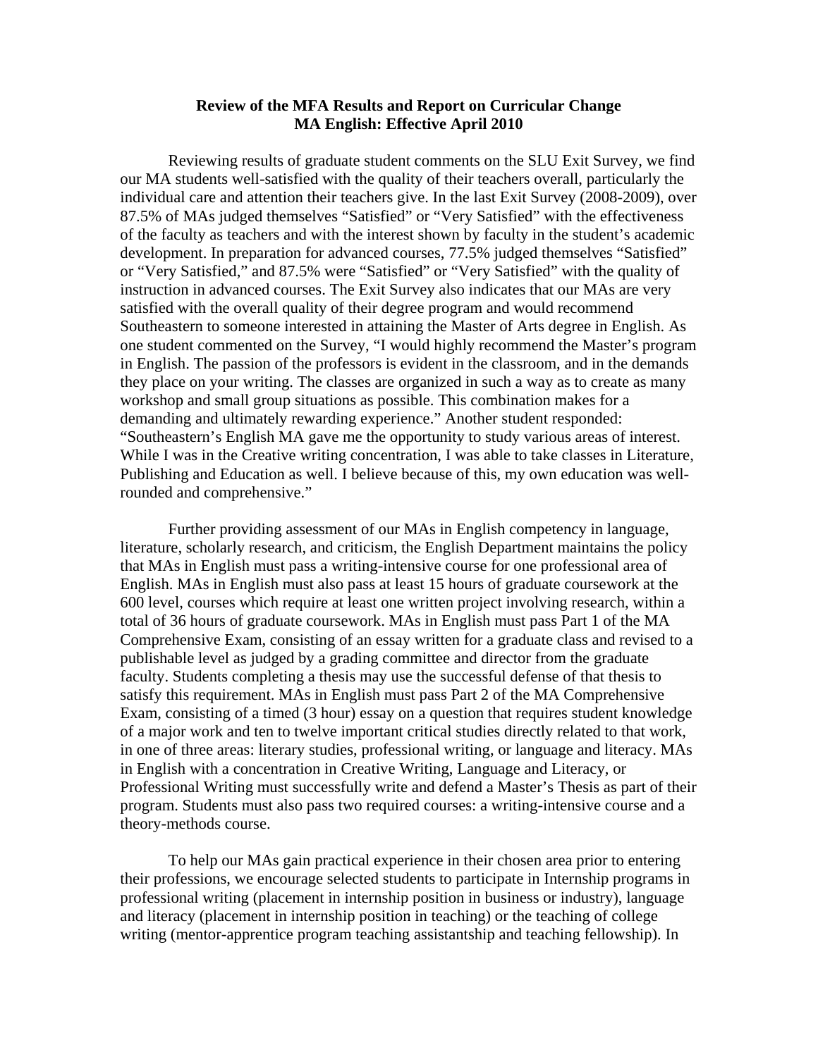**Review of the MFA Results and Report on Curricular Change**
**MA English: Effective April 2010**

Reviewing results of graduate student comments on the SLU Exit Survey, we find our MA students well-satisfied with the quality of their teachers overall, particularly the individual care and attention their teachers give. In the last Exit Survey (2008-2009), over 87.5% of MAs judged themselves "Satisfied" or "Very Satisfied" with the effectiveness of the faculty as teachers and with the interest shown by faculty in the student's academic development. In preparation for advanced courses, 77.5% judged themselves "Satisfied" or "Very Satisfied," and 87.5% were "Satisfied" or "Very Satisfied" with the quality of instruction in advanced courses. The Exit Survey also indicates that our MAs are very satisfied with the overall quality of their degree program and would recommend Southeastern to someone interested in attaining the Master of Arts degree in English. As one student commented on the Survey, "I would highly recommend the Master's program in English. The passion of the professors is evident in the classroom, and in the demands they place on your writing. The classes are organized in such a way as to create as many workshop and small group situations as possible. This combination makes for a demanding and ultimately rewarding experience." Another student responded: "Southeastern's English MA gave me the opportunity to study various areas of interest. While I was in the Creative writing concentration, I was able to take classes in Literature, Publishing and Education as well. I believe because of this, my own education was well-rounded and comprehensive."

Further providing assessment of our MAs in English competency in language, literature, scholarly research, and criticism, the English Department maintains the policy that MAs in English must pass a writing-intensive course for one professional area of English. MAs in English must also pass at least 15 hours of graduate coursework at the 600 level, courses which require at least one written project involving research, within a total of 36 hours of graduate coursework. MAs in English must pass Part 1 of the MA Comprehensive Exam, consisting of an essay written for a graduate class and revised to a publishable level as judged by a grading committee and director from the graduate faculty. Students completing a thesis may use the successful defense of that thesis to satisfy this requirement. MAs in English must pass Part 2 of the MA Comprehensive Exam, consisting of a timed (3 hour) essay on a question that requires student knowledge of a major work and ten to twelve important critical studies directly related to that work, in one of three areas: literary studies, professional writing, or language and literacy. MAs in English with a concentration in Creative Writing, Language and Literacy, or Professional Writing must successfully write and defend a Master's Thesis as part of their program. Students must also pass two required courses: a writing-intensive course and a theory-methods course.

To help our MAs gain practical experience in their chosen area prior to entering their professions, we encourage selected students to participate in Internship programs in professional writing (placement in internship position in business or industry), language and literacy (placement in internship position in teaching) or the teaching of college writing (mentor-apprentice program teaching assistantship and teaching fellowship). In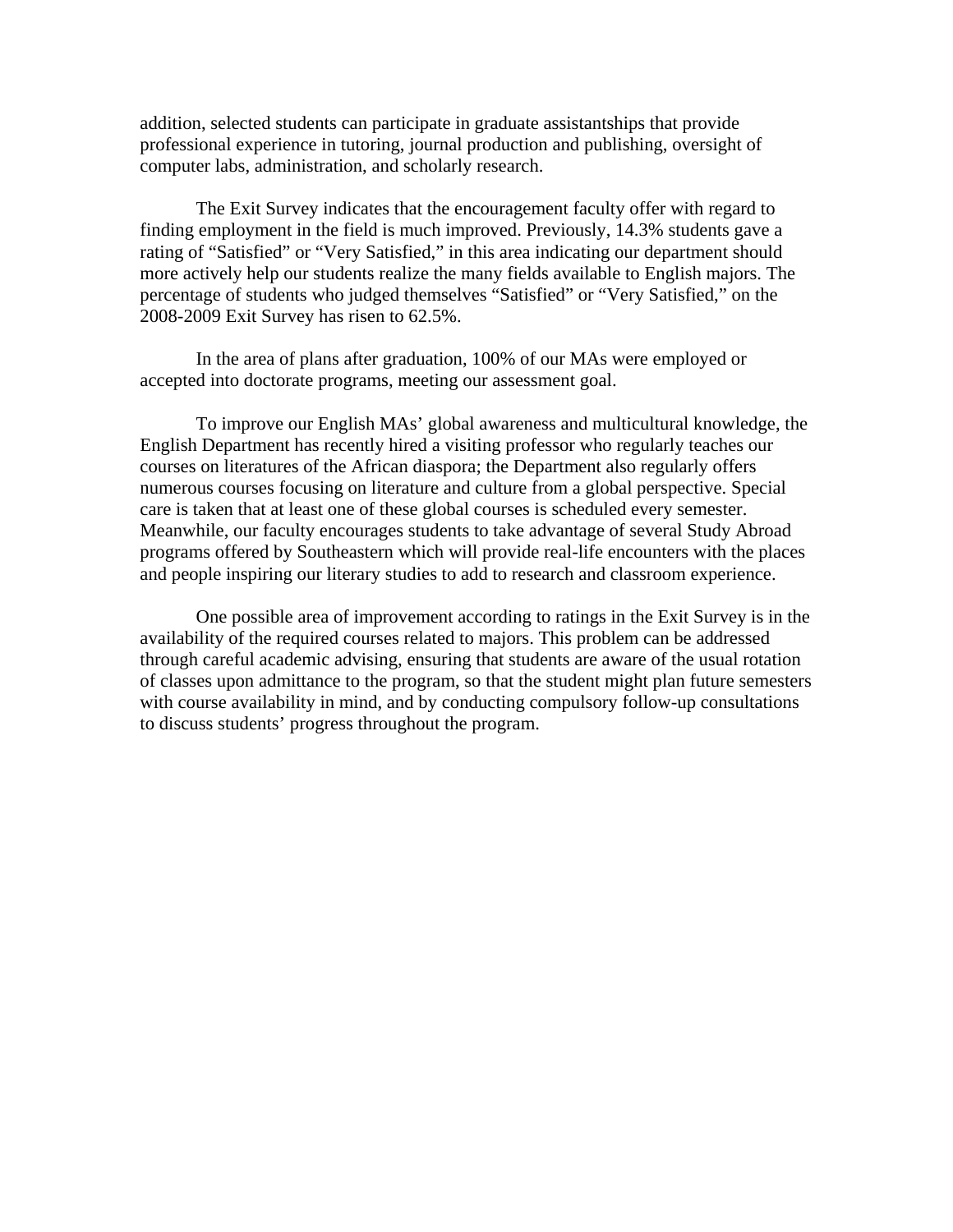addition, selected students can participate in graduate assistantships that provide professional experience in tutoring, journal production and publishing, oversight of computer labs, administration, and scholarly research.

The Exit Survey indicates that the encouragement faculty offer with regard to finding employment in the field is much improved. Previously, 14.3% students gave a rating of "Satisfied" or "Very Satisfied," in this area indicating our department should more actively help our students realize the many fields available to English majors. The percentage of students who judged themselves "Satisfied" or "Very Satisfied," on the 2008-2009 Exit Survey has risen to 62.5%.

In the area of plans after graduation, 100% of our MAs were employed or accepted into doctorate programs, meeting our assessment goal.

To improve our English MAs' global awareness and multicultural knowledge, the English Department has recently hired a visiting professor who regularly teaches our courses on literatures of the African diaspora; the Department also regularly offers numerous courses focusing on literature and culture from a global perspective. Special care is taken that at least one of these global courses is scheduled every semester. Meanwhile, our faculty encourages students to take advantage of several Study Abroad programs offered by Southeastern which will provide real-life encounters with the places and people inspiring our literary studies to add to research and classroom experience.

One possible area of improvement according to ratings in the Exit Survey is in the availability of the required courses related to majors. This problem can be addressed through careful academic advising, ensuring that students are aware of the usual rotation of classes upon admittance to the program, so that the student might plan future semesters with course availability in mind, and by conducting compulsory follow-up consultations to discuss students' progress throughout the program.